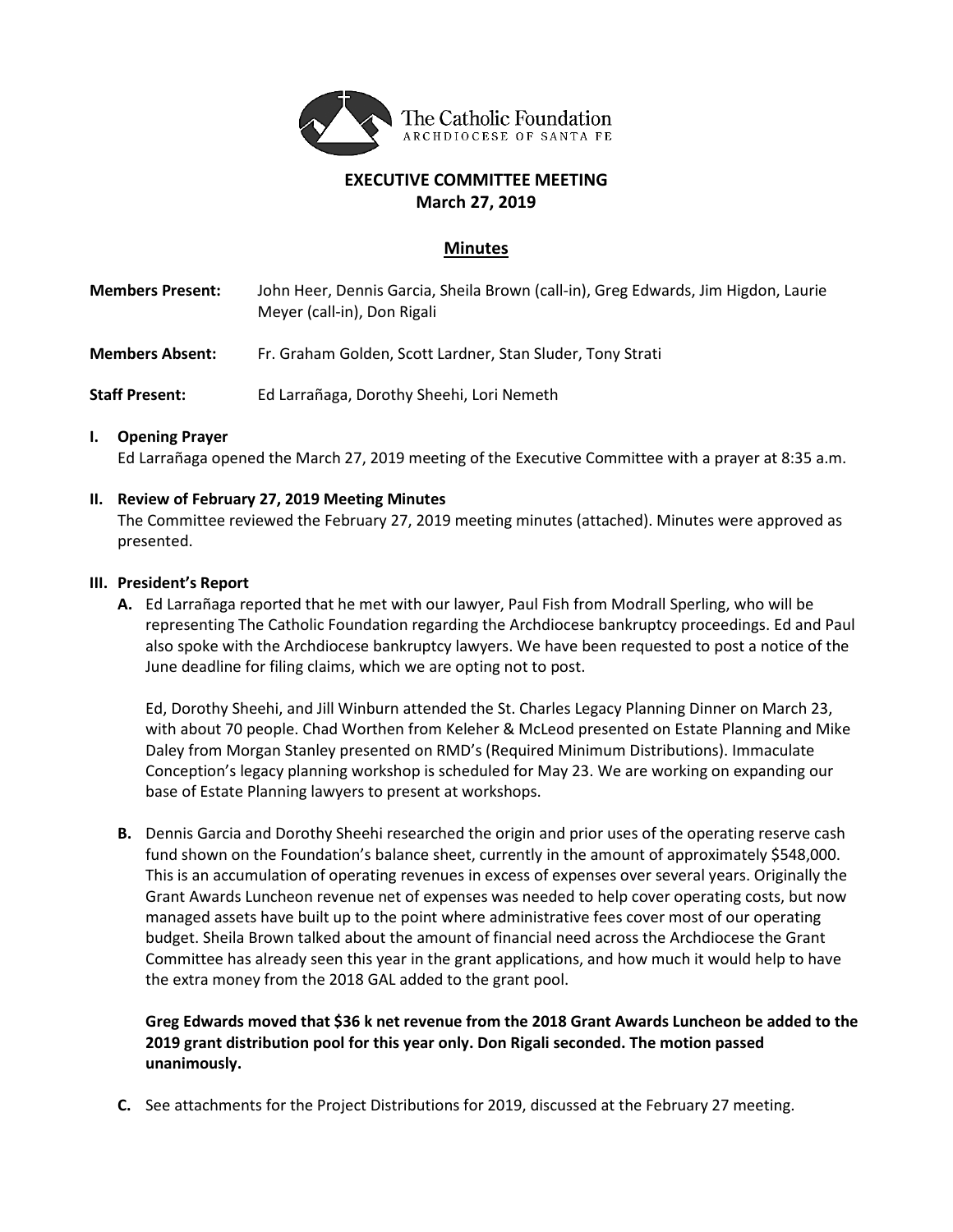The Catholic Foundation
ARCHDIOCESE OF SANTA FE

# EXECUTIVE COMMITTEE MEETING
## March 27, 2019

## Minutes

**Members Present:** John Heer, Dennis Garcia, Sheila Brown (call-in), Greg Edwards, Jim Higdon, Laurie Meyer (call-in), Don Rigali

**Members Absent:** Fr. Graham Golden, Scott Lardner, Stan Sluder, Tony Strati

**Staff Present:** Ed Larrañaga, Dorothy Sheehi, Lori Nemeth

**I. Opening Prayer**

Ed Larrañaga opened the March 27, 2019 meeting of the Executive Committee with a prayer at 8:35 a.m.

**II. Review of February 27, 2019 Meeting Minutes**

The Committee reviewed the February 27, 2019 meeting minutes (attached). Minutes were approved as presented.

**III. President's Report**

**A.** Ed Larrañaga reported that he met with our lawyer, Paul Fish from Modrall Sperling, who will be representing The Catholic Foundation regarding the Archdiocese bankruptcy proceedings. Ed and Paul also spoke with the Archdiocese bankruptcy lawyers. We have been requested to post a notice of the June deadline for filing claims, which we are opting not to post.

Ed, Dorothy Sheehi, and Jill Winburn attended the St. Charles Legacy Planning Dinner on March 23, with about 70 people. Chad Worthen from Keleher & McLeod presented on Estate Planning and Mike Daley from Morgan Stanley presented on RMD's (Required Minimum Distributions). Immaculate Conception's legacy planning workshop is scheduled for May 23. We are working on expanding our base of Estate Planning lawyers to present at workshops.

**B.** Dennis Garcia and Dorothy Sheehi researched the origin and prior uses of the operating reserve cash fund shown on the Foundation's balance sheet, currently in the amount of approximately $548,000. This is an accumulation of operating revenues in excess of expenses over several years. Originally the Grant Awards Luncheon revenue net of expenses was needed to help cover operating costs, but now managed assets have built up to the point where administrative fees cover most of our operating budget. Sheila Brown talked about the amount of financial need across the Archdiocese the Grant Committee has already seen this year in the grant applications, and how much it would help to have the extra money from the 2018 GAL added to the grant pool.

**Greg Edwards moved that $36 k net revenue from the 2018 Grant Awards Luncheon be added to the 2019 grant distribution pool for this year only. Don Rigali seconded. The motion passed unanimously.**

**C.** See attachments for the Project Distributions for 2019, discussed at the February 27 meeting.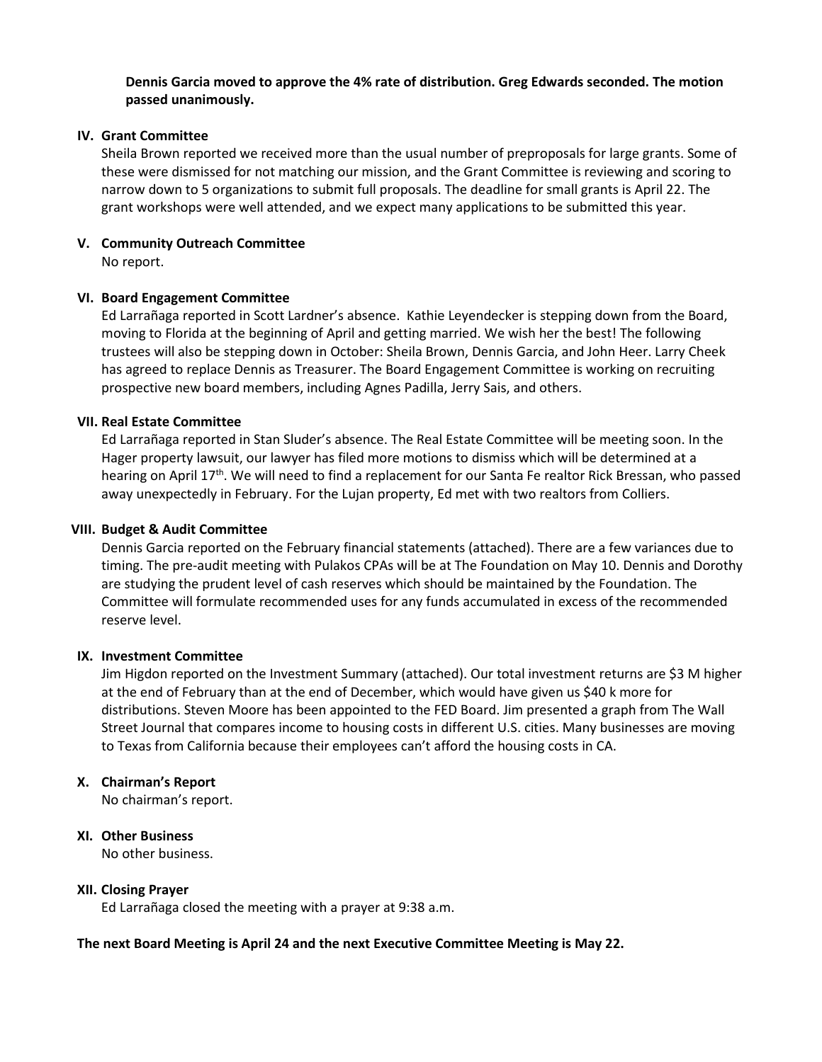**Dennis Garcia moved to approve the 4% rate of distribution. Greg Edwards seconded. The motion passed unanimously.**

## IV. Grant Committee

Sheila Brown reported we received more than the usual number of preproposals for large grants. Some of these were dismissed for not matching our mission, and the Grant Committee is reviewing and scoring to narrow down to 5 organizations to submit full proposals. The deadline for small grants is April 22. The grant workshops were well attended, and we expect many applications to be submitted this year.

## V. Community Outreach Committee

No report.

## VI. Board Engagement Committee

Ed Larrañaga reported in Scott Lardner's absence. Kathie Leyendecker is stepping down from the Board, moving to Florida at the beginning of April and getting married. We wish her the best! The following trustees will also be stepping down in October: Sheila Brown, Dennis Garcia, and John Heer. Larry Cheek has agreed to replace Dennis as Treasurer. The Board Engagement Committee is working on recruiting prospective new board members, including Agnes Padilla, Jerry Sais, and others.

## VII. Real Estate Committee

Ed Larrañaga reported in Stan Sluder's absence. The Real Estate Committee will be meeting soon. In the Hager property lawsuit, our lawyer has filed more motions to dismiss which will be determined at a hearing on April 17th. We will need to find a replacement for our Santa Fe realtor Rick Bressan, who passed away unexpectedly in February. For the Lujan property, Ed met with two realtors from Colliers.

## VIII. Budget & Audit Committee

Dennis Garcia reported on the February financial statements (attached). There are a few variances due to timing. The pre-audit meeting with Pulakos CPAs will be at The Foundation on May 10. Dennis and Dorothy are studying the prudent level of cash reserves which should be maintained by the Foundation. The Committee will formulate recommended uses for any funds accumulated in excess of the recommended reserve level.

## IX. Investment Committee

Jim Higdon reported on the Investment Summary (attached). Our total investment returns are $3 M higher at the end of February than at the end of December, which would have given us $40 k more for distributions. Steven Moore has been appointed to the FED Board. Jim presented a graph from The Wall Street Journal that compares income to housing costs in different U.S. cities. Many businesses are moving to Texas from California because their employees can't afford the housing costs in CA.

## X. Chairman's Report

No chairman's report.

## XI. Other Business

No other business.

## XII. Closing Prayer

Ed Larrañaga closed the meeting with a prayer at 9:38 a.m.

**The next Board Meeting is April 24 and the next Executive Committee Meeting is May 22.**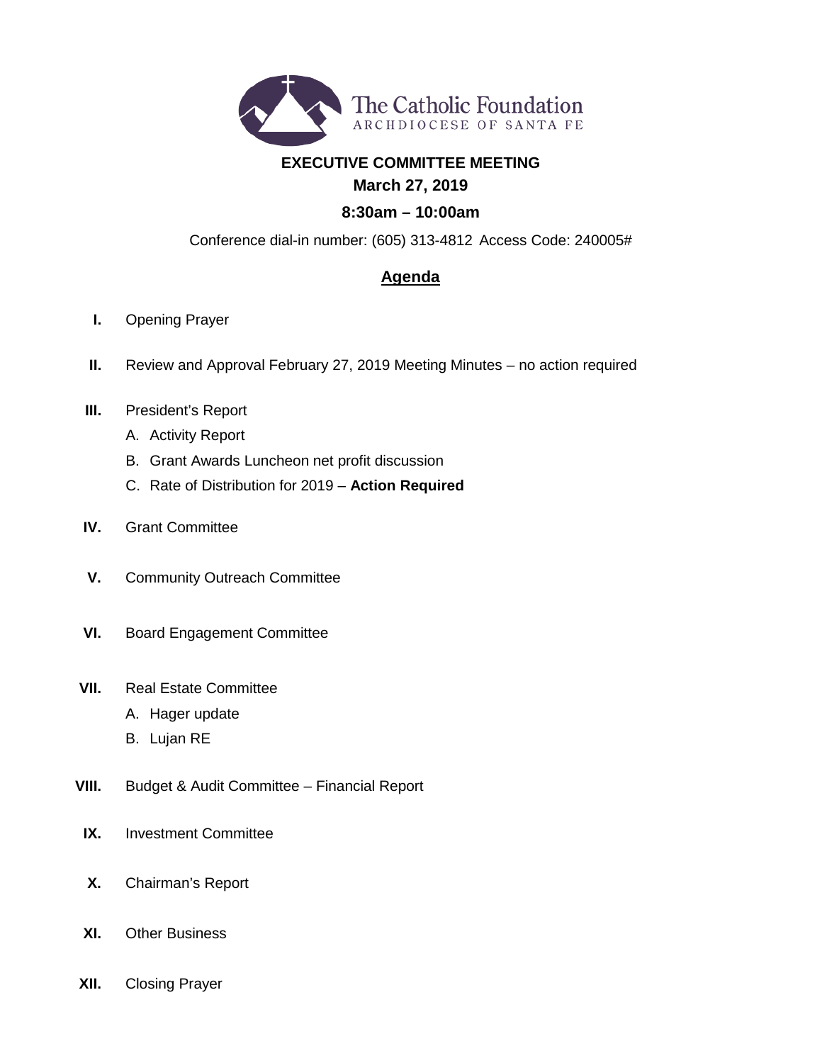The Catholic Foundation
ARCHDIOCESE OF SANTA FE

**EXECUTIVE COMMITTEE MEETING**

**March 27, 2019**

**8:30am – 10:00am**

Conference dial-in number: (605) 313-4812 Access Code: 240005#

## Agenda

I. Opening Prayer

II. Review and Approval February 27, 2019 Meeting Minutes – no action required

III. President's Report
   A. Activity Report
   B. Grant Awards Luncheon net profit discussion
   C. Rate of Distribution for 2019 – **Action Required**

IV. Grant Committee

V. Community Outreach Committee

VI. Board Engagement Committee

VII. Real Estate Committee
   A. Hager update
   B. Lujan RE

VIII. Budget & Audit Committee – Financial Report

IX. Investment Committee

X. Chairman's Report

XI. Other Business

XII. Closing Prayer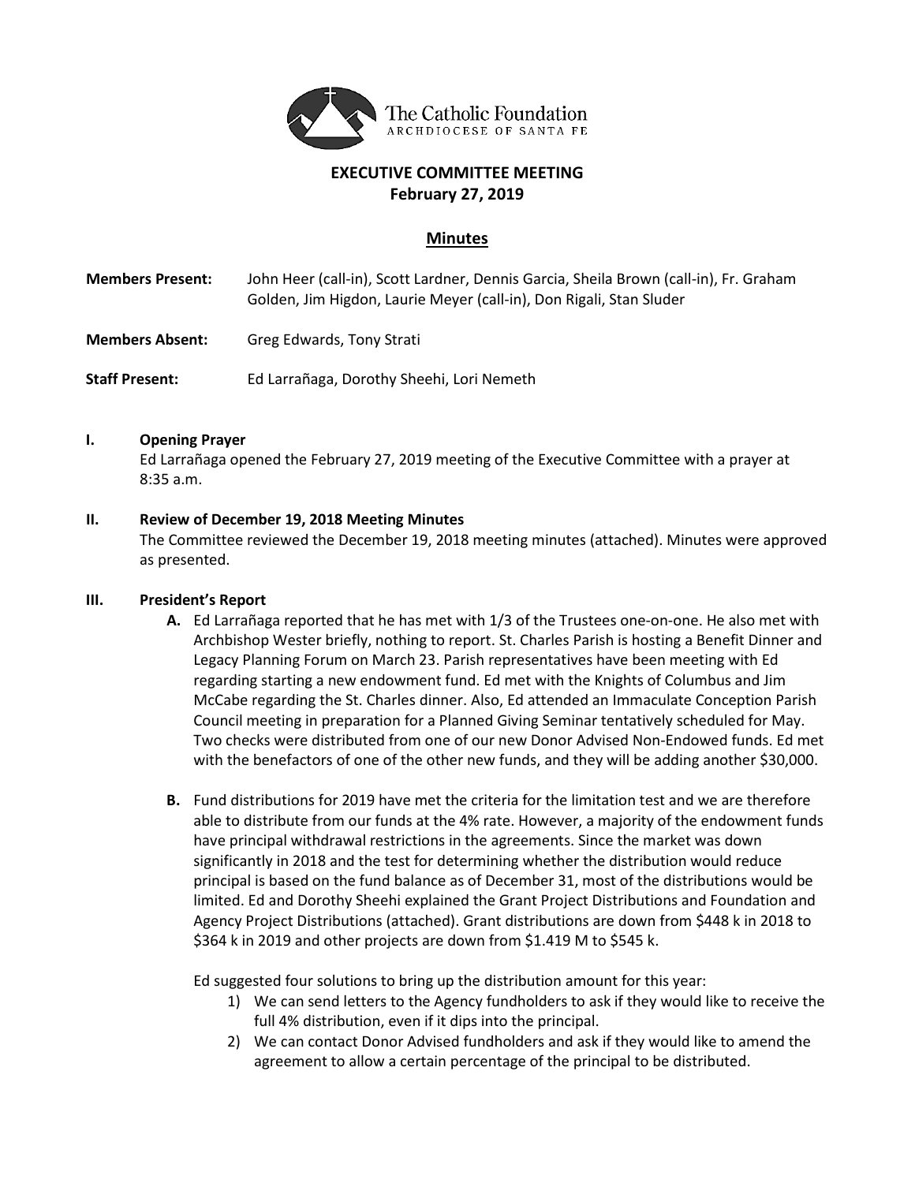The Catholic Foundation
ARCHDIOCESE OF SANTA FE

**EXECUTIVE COMMITTEE MEETING**
**February 27, 2019**

## Minutes

**Members Present:** John Heer (call-in), Scott Lardner, Dennis Garcia, Sheila Brown (call-in), Fr. Graham Golden, Jim Higdon, Laurie Meyer (call-in), Don Rigali, Stan Sluder

**Members Absent:** Greg Edwards, Tony Strati

**Staff Present:** Ed Larrañaga, Dorothy Sheehi, Lori Nemeth

**I. Opening Prayer**

Ed Larrañaga opened the February 27, 2019 meeting of the Executive Committee with a prayer at 8:35 a.m.

**II. Review of December 19, 2018 Meeting Minutes**

The Committee reviewed the December 19, 2018 meeting minutes (attached). Minutes were approved as presented.

**III. President's Report**

**A.** Ed Larrañaga reported that he has met with 1/3 of the Trustees one-on-one. He also met with Archbishop Wester briefly, nothing to report. St. Charles Parish is hosting a Benefit Dinner and Legacy Planning Forum on March 23. Parish representatives have been meeting with Ed regarding starting a new endowment fund. Ed met with the Knights of Columbus and Jim McCabe regarding the St. Charles dinner. Also, Ed attended an Immaculate Conception Parish Council meeting in preparation for a Planned Giving Seminar tentatively scheduled for May. Two checks were distributed from one of our new Donor Advised Non-Endowed funds. Ed met with the benefactors of one of the other new funds, and they will be adding another $30,000.

**B.** Fund distributions for 2019 have met the criteria for the limitation test and we are therefore able to distribute from our funds at the 4% rate. However, a majority of the endowment funds have principal withdrawal restrictions in the agreements. Since the market was down significantly in 2018 and the test for determining whether the distribution would reduce principal is based on the fund balance as of December 31, most of the distributions would be limited. Ed and Dorothy Sheehi explained the Grant Project Distributions and Foundation and Agency Project Distributions (attached). Grant distributions are down from $448 k in 2018 to $364 k in 2019 and other projects are down from $1.419 M to $545 k.

Ed suggested four solutions to bring up the distribution amount for this year:

1) We can send letters to the Agency fundholders to ask if they would like to receive the full 4% distribution, even if it dips into the principal.
2) We can contact Donor Advised fundholders and ask if they would like to amend the agreement to allow a certain percentage of the principal to be distributed.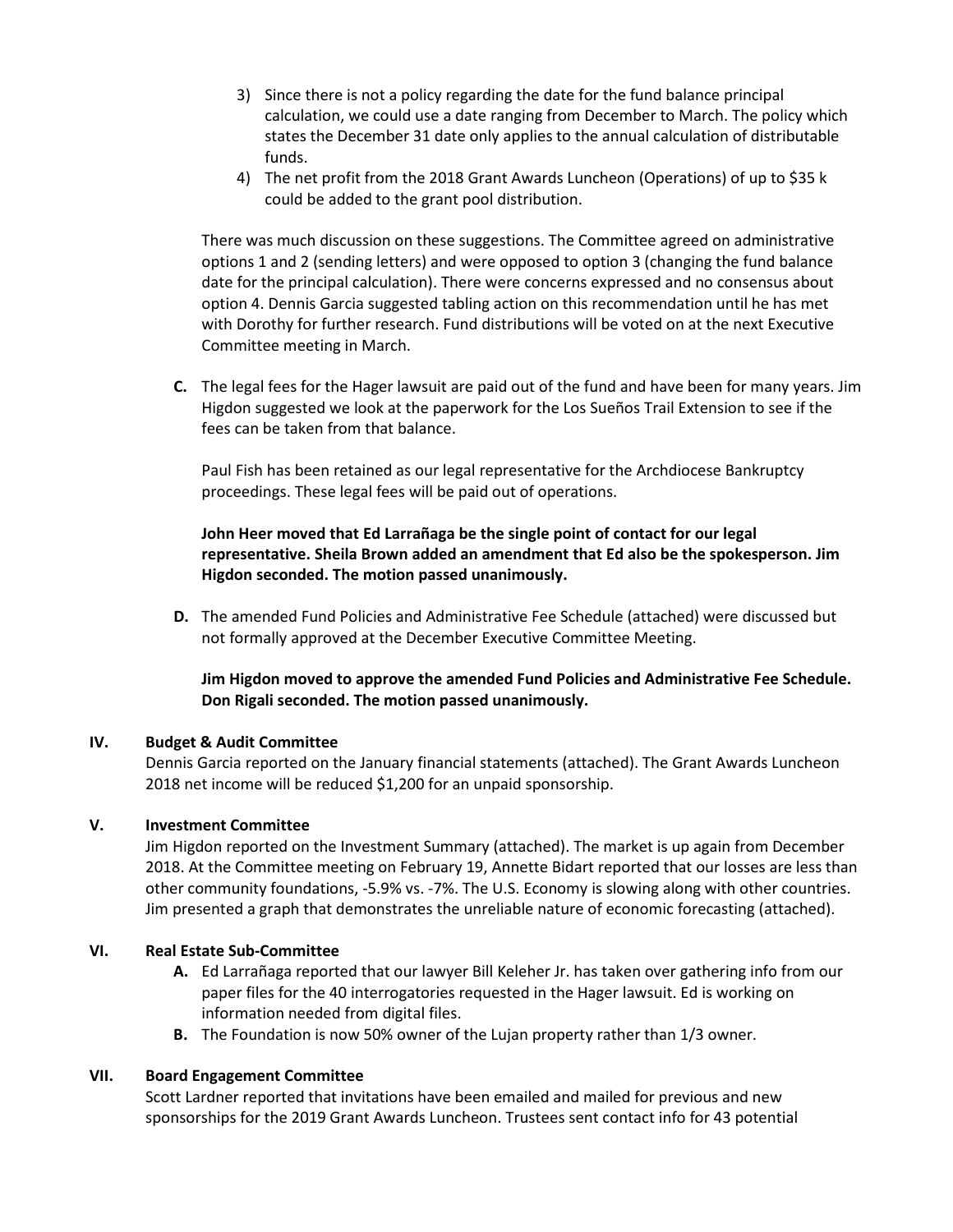3) Since there is not a policy regarding the date for the fund balance principal calculation, we could use a date ranging from December to March. The policy which states the December 31 date only applies to the annual calculation of distributable funds.
4) The net profit from the 2018 Grant Awards Luncheon (Operations) of up to $35 k could be added to the grant pool distribution.

There was much discussion on these suggestions. The Committee agreed on administrative options 1 and 2 (sending letters) and were opposed to option 3 (changing the fund balance date for the principal calculation). There were concerns expressed and no consensus about option 4. Dennis Garcia suggested tabling action on this recommendation until he has met with Dorothy for further research. Fund distributions will be voted on at the next Executive Committee meeting in March.

**C.** The legal fees for the Hager lawsuit are paid out of the fund and have been for many years. Jim Higdon suggested we look at the paperwork for the Los Sueños Trail Extension to see if the fees can be taken from that balance.

Paul Fish has been retained as our legal representative for the Archdiocese Bankruptcy proceedings. These legal fees will be paid out of operations.

**John Heer moved that Ed Larrañaga be the single point of contact for our legal representative. Sheila Brown added an amendment that Ed also be the spokesperson. Jim Higdon seconded. The motion passed unanimously.**

**D.** The amended Fund Policies and Administrative Fee Schedule (attached) were discussed but not formally approved at the December Executive Committee Meeting.

**Jim Higdon moved to approve the amended Fund Policies and Administrative Fee Schedule. Don Rigali seconded. The motion passed unanimously.**

## IV. Budget & Audit Committee

Dennis Garcia reported on the January financial statements (attached). The Grant Awards Luncheon 2018 net income will be reduced $1,200 for an unpaid sponsorship.

## V. Investment Committee

Jim Higdon reported on the Investment Summary (attached). The market is up again from December 2018. At the Committee meeting on February 19, Annette Bidart reported that our losses are less than other community foundations, -5.9% vs. -7%. The U.S. Economy is slowing along with other countries. Jim presented a graph that demonstrates the unreliable nature of economic forecasting (attached).

## VI. Real Estate Sub-Committee

**A.** Ed Larrañaga reported that our lawyer Bill Keleher Jr. has taken over gathering info from our paper files for the 40 interrogatories requested in the Hager lawsuit. Ed is working on information needed from digital files.

**B.** The Foundation is now 50% owner of the Lujan property rather than 1/3 owner.

## VII. Board Engagement Committee

Scott Lardner reported that invitations have been emailed and mailed for previous and new sponsorships for the 2019 Grant Awards Luncheon. Trustees sent contact info for 43 potential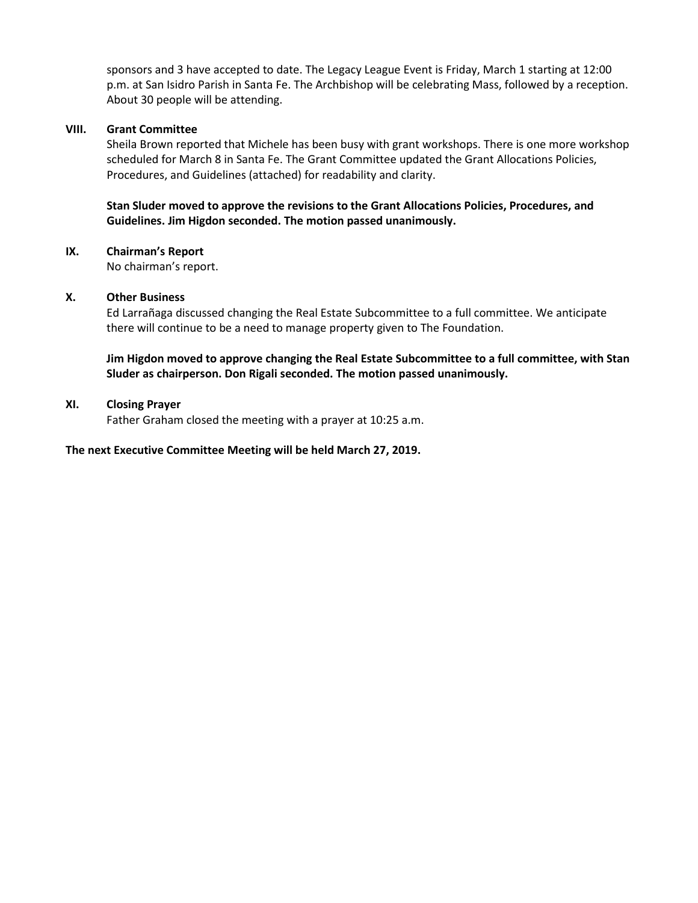sponsors and 3 have accepted to date. The Legacy League Event is Friday, March 1 starting at 12:00 p.m. at San Isidro Parish in Santa Fe. The Archbishop will be celebrating Mass, followed by a reception. About 30 people will be attending.

## VIII. Grant Committee

Sheila Brown reported that Michele has been busy with grant workshops. There is one more workshop scheduled for March 8 in Santa Fe. The Grant Committee updated the Grant Allocations Policies, Procedures, and Guidelines (attached) for readability and clarity.

**Stan Sluder moved to approve the revisions to the Grant Allocations Policies, Procedures, and Guidelines. Jim Higdon seconded. The motion passed unanimously.**

## IX. Chairman's Report

No chairman's report.

## X. Other Business

Ed Larrañaga discussed changing the Real Estate Subcommittee to a full committee. We anticipate there will continue to be a need to manage property given to The Foundation.

**Jim Higdon moved to approve changing the Real Estate Subcommittee to a full committee, with Stan Sluder as chairperson. Don Rigali seconded. The motion passed unanimously.**

## XI. Closing Prayer

Father Graham closed the meeting with a prayer at 10:25 a.m.

**The next Executive Committee Meeting will be held March 27, 2019.**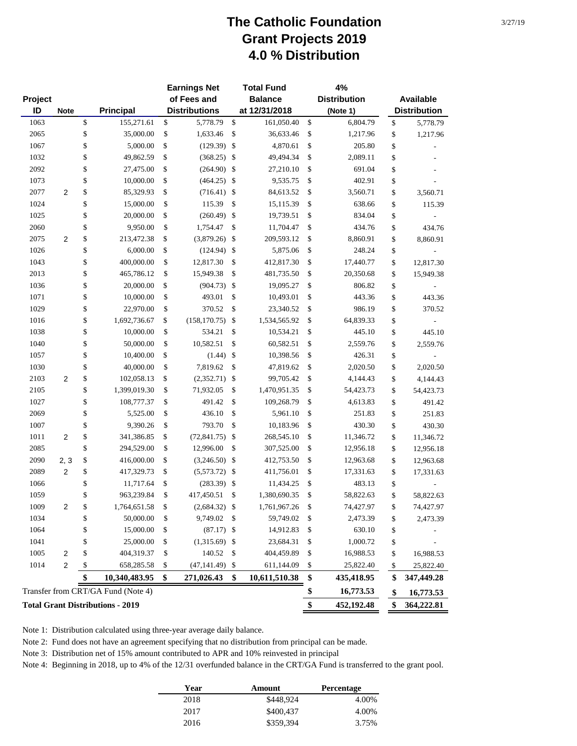# The Catholic Foundation
## Grant Projects 2019
## 4.0 % Distribution

3/27/19

| Project ID | Note | Principal | Earnings Net of Fees and Distributions | Total Fund Balance at 12/31/2018 | 4% Distribution (Note 1) | Available Distribution |
|---|---|---|---|---|---|---|
| 1063 | | $ 155,271.61 | $ 5,778.79 | $ 161,050.40 | $ 6,804.79 | $ 5,778.79 |
| 2065 | | $ 35,000.00 | $ 1,633.46 | $ 36,633.46 | $ 1,217.96 | $ 1,217.96 |
| 1067 | | $ 5,000.00 | $ (129.39) | $ 4,870.61 | $ 205.80 | $ - |
| 1032 | | $ 49,862.59 | $ (368.25) | $ 49,494.34 | $ 2,089.11 | $ - |
| 2092 | | $ 27,475.00 | $ (264.90) | $ 27,210.10 | $ 691.04 | $ - |
| 1073 | | $ 10,000.00 | $ (464.25) | $ 9,535.75 | $ 402.91 | $ - |
| 2077 | 2 | $ 85,329.93 | $ (716.41) | $ 84,613.52 | $ 3,560.71 | $ 3,560.71 |
| 1024 | | $ 15,000.00 | $ 115.39 | $ 15,115.39 | $ 638.66 | $ 115.39 |
| 1025 | | $ 20,000.00 | $ (260.49) | $ 19,739.51 | $ 834.04 | $ - |
| 2060 | | $ 9,950.00 | $ 1,754.47 | $ 11,704.47 | $ 434.76 | $ 434.76 |
| 2075 | 2 | $ 213,472.38 | $ (3,879.26) | $ 209,593.12 | $ 8,860.91 | $ 8,860.91 |
| 1026 | | $ 6,000.00 | $ (124.94) | $ 5,875.06 | $ 248.24 | $ - |
| 1043 | | $ 400,000.00 | $ 12,817.30 | $ 412,817.30 | $ 17,440.77 | $ 12,817.30 |
| 2013 | | $ 465,786.12 | $ 15,949.38 | $ 481,735.50 | $ 20,350.68 | $ 15,949.38 |
| 1036 | | $ 20,000.00 | $ (904.73) | $ 19,095.27 | $ 806.82 | $ - |
| 1071 | | $ 10,000.00 | $ 493.01 | $ 10,493.01 | $ 443.36 | $ 443.36 |
| 1029 | | $ 22,970.00 | $ 370.52 | $ 23,340.52 | $ 986.19 | $ 370.52 |
| 1016 | | $ 1,692,736.67 | $ (158,170.75) | $ 1,534,565.92 | $ 64,839.33 | $ - |
| 1038 | | $ 10,000.00 | $ 534.21 | $ 10,534.21 | $ 445.10 | $ 445.10 |
| 1040 | | $ 50,000.00 | $ 10,582.51 | $ 60,582.51 | $ 2,559.76 | $ 2,559.76 |
| 1057 | | $ 10,400.00 | $ (1.44) | $ 10,398.56 | $ 426.31 | $ - |
| 1030 | | $ 40,000.00 | $ 7,819.62 | $ 47,819.62 | $ 2,020.50 | $ 2,020.50 |
| 2103 | 2 | $ 102,058.13 | $ (2,352.71) | $ 99,705.42 | $ 4,144.43 | $ 4,144.43 |
| 2105 | | $ 1,399,019.30 | $ 71,932.05 | $ 1,470,951.35 | $ 54,423.73 | $ 54,423.73 |
| 1027 | | $ 108,777.37 | $ 491.42 | $ 109,268.79 | $ 4,613.83 | $ 491.42 |
| 2069 | | $ 5,525.00 | $ 436.10 | $ 5,961.10 | $ 251.83 | $ 251.83 |
| 1007 | | $ 9,390.26 | $ 793.70 | $ 10,183.96 | $ 430.30 | $ 430.30 |
| 1011 | 2 | $ 341,386.85 | $ (72,841.75) | $ 268,545.10 | $ 11,346.72 | $ 11,346.72 |
| 2085 | | $ 294,529.00 | $ 12,996.00 | $ 307,525.00 | $ 12,956.18 | $ 12,956.18 |
| 2090 | 2, 3 | $ 416,000.00 | $ (3,246.50) | $ 412,753.50 | $ 12,963.68 | $ 12,963.68 |
| 2089 | 2 | $ 417,329.73 | $ (5,573.72) | $ 411,756.01 | $ 17,331.63 | $ 17,331.63 |
| 1066 | | $ 11,717.64 | $ (283.39) | $ 11,434.25 | $ 483.13 | $ - |
| 1059 | | $ 963,239.84 | $ 417,450.51 | $ 1,380,690.35 | $ 58,822.63 | $ 58,822.63 |
| 1009 | 2 | $ 1,764,651.58 | $ (2,684.32) | $ 1,761,967.26 | $ 74,427.97 | $ 74,427.97 |
| 1034 | | $ 50,000.00 | $ 9,749.02 | $ 59,749.02 | $ 2,473.39 | $ 2,473.39 |
| 1064 | | $ 15,000.00 | $ (87.17) | $ 14,912.83 | $ 630.10 | $ - |
| 1041 | | $ 25,000.00 | $ (1,315.69) | $ 23,684.31 | $ 1,000.72 | $ - |
| 1005 | 2 | $ 404,319.37 | $ 140.52 | $ 404,459.89 | $ 16,988.53 | $ 16,988.53 |
| 1014 | 2 | $ 658,285.58 | $ (47,141.49) | $ 611,144.09 | $ 25,822.40 | $ 25,822.40 |
| | | **$ 10,340,483.95** | **$ 271,026.43** | **$ 10,611,510.38** | **$ 435,418.95** | **$ 347,449.28** |
| Transfer from CRT/GA Fund (Note 4) | | | | | **$ 16,773.53** | **$ 16,773.53** |
| **Total Grant Distributions - 2019** | | | | | **$ 452,192.48** | **$ 364,222.81** |

Note 1: Distribution calculated using three-year average daily balance.

Note 2: Fund does not have an agreement specifying that no distribution from principal can be made.

Note 3: Distribution net of 15% amount contributed to APR and 10% reinvested in principal

Note 4: Beginning in 2018, up to 4% of the 12/31 overfunded balance in the CRT/GA Fund is transferred to the grant pool.

| Year | Amount | Percentage |
|---|---|---|
| 2018 | $448,924 | 4.00% |
| 2017 | $400,437 | 4.00% |
| 2016 | $359,394 | 3.75% |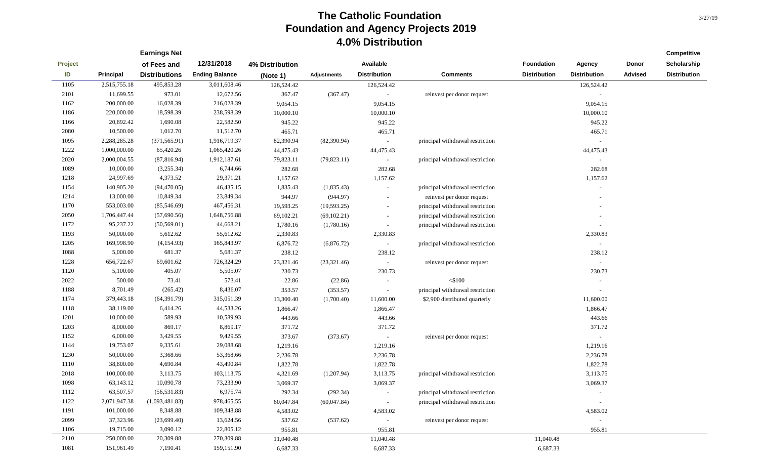# The Catholic Foundation
## Foundation and Agency Projects 2019
## 4.0% Distribution

3/27/19

| Project ID | Principal | Earnings Net of Fees and Distributions | 12/31/2018 Ending Balance | 4% Distribution (Note 1) | Adjustments | Available Distribution | Comments | Foundation Distribution | Agency Distribution | Donor Advised | Competitive Scholarship Distribution |
|---|---|---|---|---|---|---|---|---|---|---|---|
| 1105 | 2,515,755.18 | 495,853.28 | 3,011,608.46 | 126,524.42 | | 126,524.42 | | | 126,524.42 | | |
| 2101 | 11,699.55 | 973.01 | 12,672.56 | 367.47 | (367.47) | - | reinvest per donor request | | - | | |
| 1162 | 200,000.00 | 16,028.39 | 216,028.39 | 9,054.15 | | 9,054.15 | | | 9,054.15 | | |
| 1186 | 220,000.00 | 18,598.39 | 238,598.39 | 10,000.10 | | 10,000.10 | | | 10,000.10 | | |
| 1166 | 20,892.42 | 1,690.08 | 22,582.50 | 945.22 | | 945.22 | | | 945.22 | | |
| 2080 | 10,500.00 | 1,012.70 | 11,512.70 | 465.71 | | 465.71 | | | 465.71 | | |
| 1095 | 2,288,285.28 | (371,565.91) | 1,916,719.37 | 82,390.94 | (82,390.94) | - | principal withdrawal restriction | | - | | |
| 1222 | 1,000,000.00 | 65,420.26 | 1,065,420.26 | 44,475.43 | | 44,475.43 | | | 44,475.43 | | |
| 2020 | 2,000,004.55 | (87,816.94) | 1,912,187.61 | 79,823.11 | (79,823.11) | - | principal withdrawal restriction | | - | | |
| 1089 | 10,000.00 | (3,255.34) | 6,744.66 | 282.68 | | 282.68 | | | 282.68 | | |
| 1218 | 24,997.69 | 4,373.52 | 29,371.21 | 1,157.62 | | 1,157.62 | | | 1,157.62 | | |
| 1154 | 140,905.20 | (94,470.05) | 46,435.15 | 1,835.43 | (1,835.43) | - | principal withdrawal restriction | | - | | |
| 1214 | 13,000.00 | 10,849.34 | 23,849.34 | 944.97 | (944.97) | - | reinvest per donor request | | - | | |
| 1170 | 553,003.00 | (85,546.69) | 467,456.31 | 19,593.25 | (19,593.25) | - | principal withdrawal restriction | | - | | |
| 2050 | 1,706,447.44 | (57,690.56) | 1,648,756.88 | 69,102.21 | (69,102.21) | - | principal withdrawal restriction | | - | | |
| 1172 | 95,237.22 | (50,569.01) | 44,668.21 | 1,780.16 | (1,780.16) | - | principal withdrawal restriction | | - | | |
| 1193 | 50,000.00 | 5,612.62 | 55,612.62 | 2,330.83 | | 2,330.83 | | | 2,330.83 | | |
| 1205 | 169,998.90 | (4,154.93) | 165,843.97 | 6,876.72 | (6,876.72) | - | principal withdrawal restriction | | - | | |
| 1088 | 5,000.00 | 681.37 | 5,681.37 | 238.12 | | 238.12 | | | 238.12 | | |
| 1228 | 656,722.67 | 69,601.62 | 726,324.29 | 23,321.46 | (23,321.46) | - | reinvest per donor request | | - | | |
| 1120 | 5,100.00 | 405.07 | 5,505.07 | 230.73 | | 230.73 | | | 230.73 | | |
| 2022 | 500.00 | 73.41 | 573.41 | 22.86 | (22.86) | - | <$100 | | - | | |
| 1188 | 8,701.49 | (265.42) | 8,436.07 | 353.57 | (353.57) | - | principal withdrawal restriction | | - | | |
| 1174 | 379,443.18 | (64,391.79) | 315,051.39 | 13,300.40 | (1,700.40) | 11,600.00 | $2,900 distributed quarterly | | 11,600.00 | | |
| 1118 | 38,119.00 | 6,414.26 | 44,533.26 | 1,866.47 | | 1,866.47 | | | 1,866.47 | | |
| 1201 | 10,000.00 | 589.93 | 10,589.93 | 443.66 | | 443.66 | | | 443.66 | | |
| 1203 | 8,000.00 | 869.17 | 8,869.17 | 371.72 | | 371.72 | | | 371.72 | | |
| 1152 | 6,000.00 | 3,429.55 | 9,429.55 | 373.67 | (373.67) | - | reinvest per donor request | | - | | |
| 1144 | 19,753.07 | 9,335.61 | 29,088.68 | 1,219.16 | | 1,219.16 | | | 1,219.16 | | |
| 1230 | 50,000.00 | 3,368.66 | 53,368.66 | 2,236.78 | | 2,236.78 | | | 2,236.78 | | |
| 1110 | 38,800.00 | 4,690.84 | 43,490.84 | 1,822.78 | | 1,822.78 | | | 1,822.78 | | |
| 2018 | 100,000.00 | 3,113.75 | 103,113.75 | 4,321.69 | (1,207.94) | 3,113.75 | principal withdrawal restriction | | 3,113.75 | | |
| 1098 | 63,143.12 | 10,090.78 | 73,233.90 | 3,069.37 | | 3,069.37 | | | 3,069.37 | | |
| 1112 | 63,507.57 | (56,531.83) | 6,975.74 | 292.34 | (292.34) | - | principal withdrawal restriction | | - | | |
| 1122 | 2,071,947.38 | (1,093,481.83) | 978,465.55 | 60,047.84 | (60,047.84) | - | principal withdrawal restriction | | - | | |
| 1191 | 101,000.00 | 8,348.88 | 109,348.88 | 4,583.02 | | 4,583.02 | | | 4,583.02 | | |
| 2099 | 37,323.96 | (23,699.40) | 13,624.56 | 537.62 | (537.62) | - | reinvest per donor request | | - | | |
| 1106 | 19,715.00 | 3,090.12 | 22,805.12 | 955.81 | | 955.81 | | | 955.81 | | |
| 2110 | 250,000.00 | 20,309.88 | 270,309.88 | 11,040.48 | | 11,040.48 | | 11,040.48 | | | |
| 1081 | 151,961.49 | 7,190.41 | 159,151.90 | 6,687.33 | | 6,687.33 | | 6,687.33 | | | |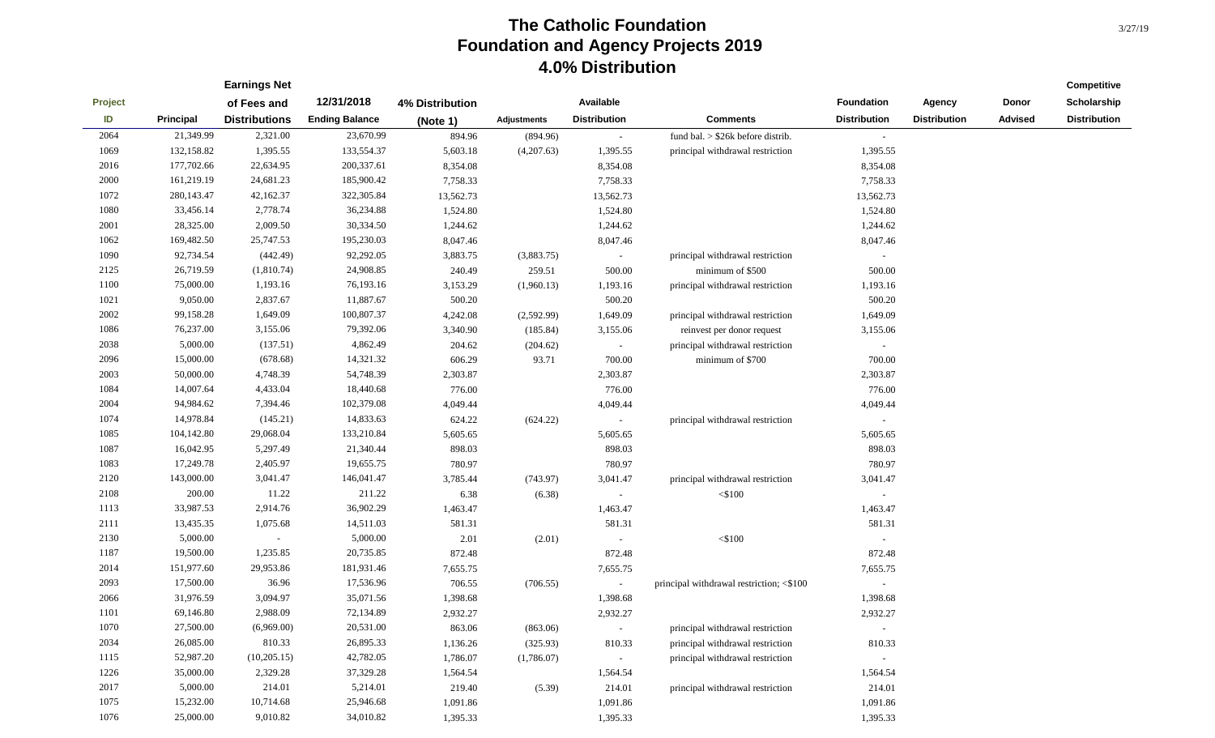# The Catholic Foundation
## Foundation and Agency Projects 2019
## 4.0% Distribution

3/27/19

| Project ID | Principal | Earnings Net of Fees and Distributions | 12/31/2018 Ending Balance | 4% Distribution (Note 1) | Adjustments | Available Distribution | Comments | Foundation Distribution | Agency Distribution | Donor Advised | Competitive Scholarship Distribution |
|---|---|---|---|---|---|---|---|---|---|---|---|
| 2064 | 21,349.99 | 2,321.00 | 23,670.99 | 894.96 | (894.96) | - | fund bal. > $26k before distrib. | - | | | |
| 1069 | 132,158.82 | 1,395.55 | 133,554.37 | 5,603.18 | (4,207.63) | 1,395.55 | principal withdrawal restriction | 1,395.55 | | | |
| 2016 | 177,702.66 | 22,634.95 | 200,337.61 | 8,354.08 | | 8,354.08 | | 8,354.08 | | | |
| 2000 | 161,219.19 | 24,681.23 | 185,900.42 | 7,758.33 | | 7,758.33 | | 7,758.33 | | | |
| 1072 | 280,143.47 | 42,162.37 | 322,305.84 | 13,562.73 | | 13,562.73 | | 13,562.73 | | | |
| 1080 | 33,456.14 | 2,778.74 | 36,234.88 | 1,524.80 | | 1,524.80 | | 1,524.80 | | | |
| 2001 | 28,325.00 | 2,009.50 | 30,334.50 | 1,244.62 | | 1,244.62 | | 1,244.62 | | | |
| 1062 | 169,482.50 | 25,747.53 | 195,230.03 | 8,047.46 | | 8,047.46 | | 8,047.46 | | | |
| 1090 | 92,734.54 | (442.49) | 92,292.05 | 3,883.75 | (3,883.75) | - | principal withdrawal restriction | - | | | |
| 2125 | 26,719.59 | (1,810.74) | 24,908.85 | 240.49 | 259.51 | 500.00 | minimum of $500 | 500.00 | | | |
| 1100 | 75,000.00 | 1,193.16 | 76,193.16 | 3,153.29 | (1,960.13) | 1,193.16 | principal withdrawal restriction | 1,193.16 | | | |
| 1021 | 9,050.00 | 2,837.67 | 11,887.67 | 500.20 | | 500.20 | | 500.20 | | | |
| 2002 | 99,158.28 | 1,649.09 | 100,807.37 | 4,242.08 | (2,592.99) | 1,649.09 | principal withdrawal restriction | 1,649.09 | | | |
| 1086 | 76,237.00 | 3,155.06 | 79,392.06 | 3,340.90 | (185.84) | 3,155.06 | reinvest per donor request | 3,155.06 | | | |
| 2038 | 5,000.00 | (137.51) | 4,862.49 | 204.62 | (204.62) | - | principal withdrawal restriction | - | | | |
| 2096 | 15,000.00 | (678.68) | 14,321.32 | 606.29 | 93.71 | 700.00 | minimum of $700 | 700.00 | | | |
| 2003 | 50,000.00 | 4,748.39 | 54,748.39 | 2,303.87 | | 2,303.87 | | 2,303.87 | | | |
| 1084 | 14,007.64 | 4,433.04 | 18,440.68 | 776.00 | | 776.00 | | 776.00 | | | |
| 2004 | 94,984.62 | 7,394.46 | 102,379.08 | 4,049.44 | | 4,049.44 | | 4,049.44 | | | |
| 1074 | 14,978.84 | (145.21) | 14,833.63 | 624.22 | (624.22) | - | principal withdrawal restriction | - | | | |
| 1085 | 104,142.80 | 29,068.04 | 133,210.84 | 5,605.65 | | 5,605.65 | | 5,605.65 | | | |
| 1087 | 16,042.95 | 5,297.49 | 21,340.44 | 898.03 | | 898.03 | | 898.03 | | | |
| 1083 | 17,249.78 | 2,405.97 | 19,655.75 | 780.97 | | 780.97 | | 780.97 | | | |
| 2120 | 143,000.00 | 3,041.47 | 146,041.47 | 3,785.44 | (743.97) | 3,041.47 | principal withdrawal restriction | 3,041.47 | | | |
| 2108 | 200.00 | 11.22 | 211.22 | 6.38 | (6.38) | - | <$100 | - | | | |
| 1113 | 33,987.53 | 2,914.76 | 36,902.29 | 1,463.47 | | 1,463.47 | | 1,463.47 | | | |
| 2111 | 13,435.35 | 1,075.68 | 14,511.03 | 581.31 | | 581.31 | | 581.31 | | | |
| 2130 | 5,000.00 | - | 5,000.00 | 2.01 | (2.01) | - | <$100 | - | | | |
| 1187 | 19,500.00 | 1,235.85 | 20,735.85 | 872.48 | | 872.48 | | 872.48 | | | |
| 2014 | 151,977.60 | 29,953.86 | 181,931.46 | 7,655.75 | | 7,655.75 | | 7,655.75 | | | |
| 2093 | 17,500.00 | 36.96 | 17,536.96 | 706.55 | (706.55) | - | principal withdrawal restriction; <$100 | - | | | |
| 2066 | 31,976.59 | 3,094.97 | 35,071.56 | 1,398.68 | | 1,398.68 | | 1,398.68 | | | |
| 1101 | 69,146.80 | 2,988.09 | 72,134.89 | 2,932.27 | | 2,932.27 | | 2,932.27 | | | |
| 1070 | 27,500.00 | (6,969.00) | 20,531.00 | 863.06 | (863.06) | - | principal withdrawal restriction | - | | | |
| 2034 | 26,085.00 | 810.33 | 26,895.33 | 1,136.26 | (325.93) | 810.33 | principal withdrawal restriction | 810.33 | | | |
| 1115 | 52,987.20 | (10,205.15) | 42,782.05 | 1,786.07 | (1,786.07) | - | principal withdrawal restriction | - | | | |
| 1226 | 35,000.00 | 2,329.28 | 37,329.28 | 1,564.54 | | 1,564.54 | | 1,564.54 | | | |
| 2017 | 5,000.00 | 214.01 | 5,214.01 | 219.40 | (5.39) | 214.01 | principal withdrawal restriction | 214.01 | | | |
| 1075 | 15,232.00 | 10,714.68 | 25,946.68 | 1,091.86 | | 1,091.86 | | 1,091.86 | | | |
| 1076 | 25,000.00 | 9,010.82 | 34,010.82 | 1,395.33 | | 1,395.33 | | 1,395.33 | | | |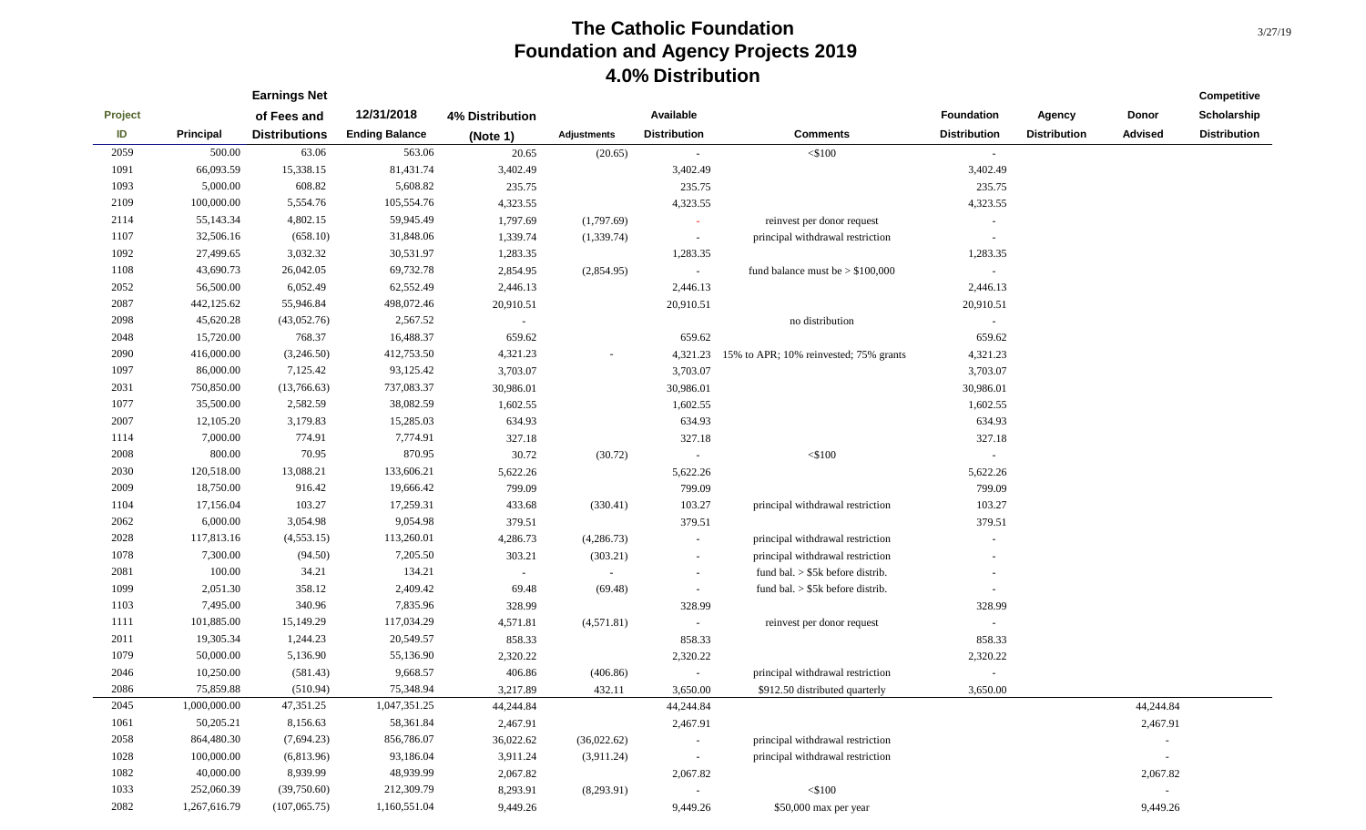# The Catholic Foundation
## Foundation and Agency Projects 2019
## 4.0% Distribution

3/27/19

| Project ID | Principal | Earnings Net of Fees and Distributions | 12/31/2018 Ending Balance | 4% Distribution (Note 1) | Adjustments | Available Distribution | Comments | Foundation Distribution | Agency Distribution | Donor Advised | Competitive Scholarship Distribution |
|---|---|---|---|---|---|---|---|---|---|---|---|
| 2059 | 500.00 | 63.06 | 563.06 | 20.65 | (20.65) | - | <$100 | - | | | |
| 1091 | 66,093.59 | 15,338.15 | 81,431.74 | 3,402.49 | | 3,402.49 | | 3,402.49 | | | |
| 1093 | 5,000.00 | 608.82 | 5,608.82 | 235.75 | | 235.75 | | 235.75 | | | |
| 2109 | 100,000.00 | 5,554.76 | 105,554.76 | 4,323.55 | | 4,323.55 | | 4,323.55 | | | |
| 2114 | 55,143.34 | 4,802.15 | 59,945.49 | 1,797.69 | (1,797.69) | - | reinvest per donor request | - | | | |
| 1107 | 32,506.16 | (658.10) | 31,848.06 | 1,339.74 | (1,339.74) | - | principal withdrawal restriction | - | | | |
| 1092 | 27,499.65 | 3,032.32 | 30,531.97 | 1,283.35 | | 1,283.35 | | 1,283.35 | | | |
| 1108 | 43,690.73 | 26,042.05 | 69,732.78 | 2,854.95 | (2,854.95) | - | fund balance must be > $100,000 | - | | | |
| 2052 | 56,500.00 | 6,052.49 | 62,552.49 | 2,446.13 | | 2,446.13 | | 2,446.13 | | | |
| 2087 | 442,125.62 | 55,946.84 | 498,072.46 | 20,910.51 | | 20,910.51 | | 20,910.51 | | | |
| 2098 | 45,620.28 | (43,052.76) | 2,567.52 | - | | | no distribution | - | | | |
| 2048 | 15,720.00 | 768.37 | 16,488.37 | 659.62 | | 659.62 | | 659.62 | | | |
| 2090 | 416,000.00 | (3,246.50) | 412,753.50 | 4,321.23 | - | 4,321.23 | 15% to APR; 10% reinvested; 75% grants | 4,321.23 | | | |
| 1097 | 86,000.00 | 7,125.42 | 93,125.42 | 3,703.07 | | 3,703.07 | | 3,703.07 | | | |
| 2031 | 750,850.00 | (13,766.63) | 737,083.37 | 30,986.01 | | 30,986.01 | | 30,986.01 | | | |
| 1077 | 35,500.00 | 2,582.59 | 38,082.59 | 1,602.55 | | 1,602.55 | | 1,602.55 | | | |
| 2007 | 12,105.20 | 3,179.83 | 15,285.03 | 634.93 | | 634.93 | | 634.93 | | | |
| 1114 | 7,000.00 | 774.91 | 7,774.91 | 327.18 | | 327.18 | | 327.18 | | | |
| 2008 | 800.00 | 70.95 | 870.95 | 30.72 | (30.72) | - | <$100 | - | | | |
| 2030 | 120,518.00 | 13,088.21 | 133,606.21 | 5,622.26 | | 5,622.26 | | 5,622.26 | | | |
| 2009 | 18,750.00 | 916.42 | 19,666.42 | 799.09 | | 799.09 | | 799.09 | | | |
| 1104 | 17,156.04 | 103.27 | 17,259.31 | 433.68 | (330.41) | 103.27 | principal withdrawal restriction | 103.27 | | | |
| 2062 | 6,000.00 | 3,054.98 | 9,054.98 | 379.51 | | 379.51 | | 379.51 | | | |
| 2028 | 117,813.16 | (4,553.15) | 113,260.01 | 4,286.73 | (4,286.73) | - | principal withdrawal restriction | - | | | |
| 1078 | 7,300.00 | (94.50) | 7,205.50 | 303.21 | (303.21) | - | principal withdrawal restriction | - | | | |
| 2081 | 100.00 | 34.21 | 134.21 | - | - | - | fund bal. > $5k before distrib. | - | | | |
| 1099 | 2,051.30 | 358.12 | 2,409.42 | 69.48 | (69.48) | - | fund bal. > $5k before distrib. | - | | | |
| 1103 | 7,495.00 | 340.96 | 7,835.96 | 328.99 | | 328.99 | | 328.99 | | | |
| 1111 | 101,885.00 | 15,149.29 | 117,034.29 | 4,571.81 | (4,571.81) | - | reinvest per donor request | - | | | |
| 2011 | 19,305.34 | 1,244.23 | 20,549.57 | 858.33 | | 858.33 | | 858.33 | | | |
| 1079 | 50,000.00 | 5,136.90 | 55,136.90 | 2,320.22 | | 2,320.22 | | 2,320.22 | | | |
| 2046 | 10,250.00 | (581.43) | 9,668.57 | 406.86 | (406.86) | - | principal withdrawal restriction | - | | | |
| 2086 | 75,859.88 | (510.94) | 75,348.94 | 3,217.89 | 432.11 | 3,650.00 | $912.50 distributed quarterly | 3,650.00 | | | |
| 2045 | 1,000,000.00 | 47,351.25 | 1,047,351.25 | 44,244.84 | | 44,244.84 | | | | 44,244.84 | |
| 1061 | 50,205.21 | 8,156.63 | 58,361.84 | 2,467.91 | | 2,467.91 | | | | 2,467.91 | |
| 2058 | 864,480.30 | (7,694.23) | 856,786.07 | 36,022.62 | (36,022.62) | - | principal withdrawal restriction | | | - | |
| 1028 | 100,000.00 | (6,813.96) | 93,186.04 | 3,911.24 | (3,911.24) | - | principal withdrawal restriction | | | - | |
| 1082 | 40,000.00 | 8,939.99 | 48,939.99 | 2,067.82 | | 2,067.82 | | | | 2,067.82 | |
| 1033 | 252,060.39 | (39,750.60) | 212,309.79 | 8,293.91 | (8,293.91) | - | <$100 | | | - | |
| 2082 | 1,267,616.79 | (107,065.75) | 1,160,551.04 | 9,449.26 | | 9,449.26 | $50,000 max per year | | | 9,449.26 | |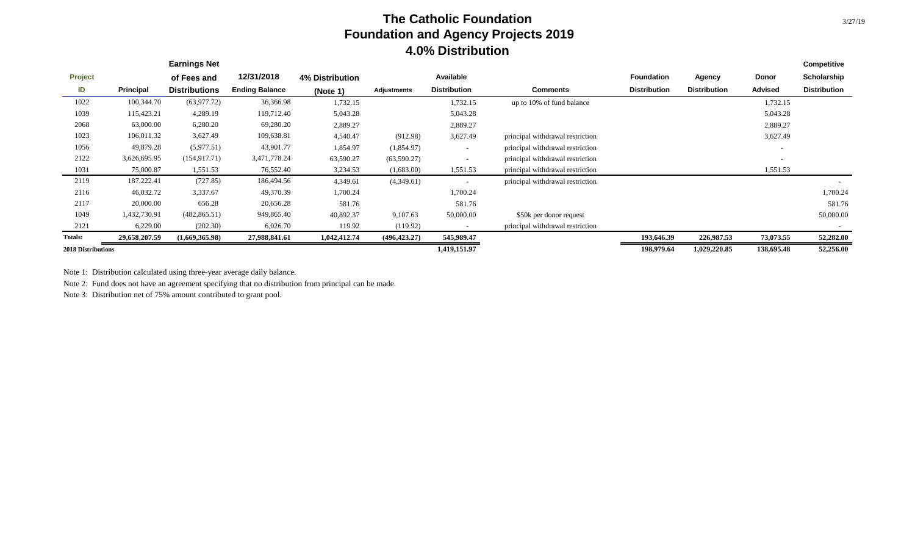# The Catholic Foundation
## Foundation and Agency Projects 2019
## 4.0% Distribution

3/27/19

| Project ID | Principal | Earnings Net of Fees and Distributions | 12/31/2018 Ending Balance | 4% Distribution (Note 1) | Adjustments | Available Distribution | Comments | Foundation Distribution | Agency Distribution | Donor Advised | Competitive Scholarship Distribution |
|---|---|---|---|---|---|---|---|---|---|---|---|
| 1022 | 100,344.70 | (63,977.72) | 36,366.98 | 1,732.15 | | 1,732.15 | up to 10% of fund balance | | | 1,732.15 | |
| 1039 | 115,423.21 | 4,289.19 | 119,712.40 | 5,043.28 | | 5,043.28 | | | | 5,043.28 | |
| 2068 | 63,000.00 | 6,280.20 | 69,280.20 | 2,889.27 | | 2,889.27 | | | | 2,889.27 | |
| 1023 | 106,011.32 | 3,627.49 | 109,638.81 | 4,540.47 | (912.98) | 3,627.49 | principal withdrawal restriction | | | 3,627.49 | |
| 1056 | 49,879.28 | (5,977.51) | 43,901.77 | 1,854.97 | (1,854.97) | - | principal withdrawal restriction | | | - | |
| 2122 | 3,626,695.95 | (154,917.71) | 3,471,778.24 | 63,590.27 | (63,590.27) | - | principal withdrawal restriction | | | - | |
| 1031 | 75,000.87 | 1,551.53 | 76,552.40 | 3,234.53 | (1,683.00) | 1,551.53 | principal withdrawal restriction | | | 1,551.53 | |
| 2119 | 187,222.41 | (727.85) | 186,494.56 | 4,349.61 | (4,349.61) | - | principal withdrawal restriction | | | | - |
| 2116 | 46,032.72 | 3,337.67 | 49,370.39 | 1,700.24 | | 1,700.24 | | | | | 1,700.24 |
| 2117 | 20,000.00 | 656.28 | 20,656.28 | 581.76 | | 581.76 | | | | | 581.76 |
| 1049 | 1,432,730.91 | (482,865.51) | 949,865.40 | 40,892.37 | 9,107.63 | 50,000.00 | $50k per donor request | | | | 50,000.00 |
| 2121 | 6,229.00 | (202.30) | 6,026.70 | 119.92 | (119.92) | - | principal withdrawal restriction | | | | - |
| **Totals:** | **29,658,207.59** | **(1,669,365.98)** | **27,988,841.61** | **1,042,412.74** | **(496,423.27)** | **545,989.47** | | **193,646.39** | **226,987.53** | **73,073.55** | **52,282.00** |
| **2018 Distributions** | | | | | | **1,419,151.97** | | **198,979.64** | **1,029,220.85** | **138,695.48** | **52,256.00** |

Note 1: Distribution calculated using three-year average daily balance.

Note 2: Fund does not have an agreement specifying that no distribution from principal can be made.

Note 3: Distribution net of 75% amount contributed to grant pool.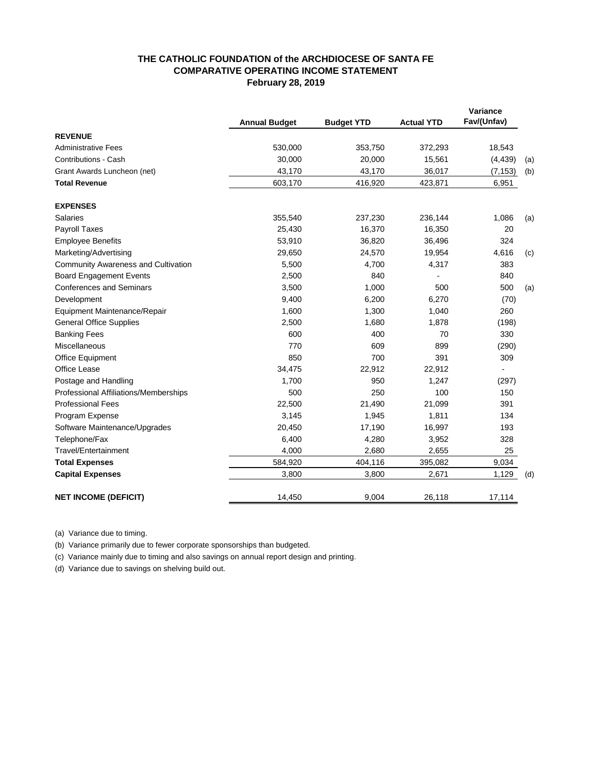# THE CATHOLIC FOUNDATION of the ARCHDIOCESE OF SANTA FE
## COMPARATIVE OPERATING INCOME STATEMENT
### February 28, 2019

| | Annual Budget | Budget YTD | Actual YTD | Variance Fav/(Unfav) | |
|---|---|---|---|---|---|
| **REVENUE** | | | | | |
| Administrative Fees | 530,000 | 353,750 | 372,293 | 18,543 | |
| Contributions - Cash | 30,000 | 20,000 | 15,561 | (4,439) | (a) |
| Grant Awards Luncheon (net) | 43,170 | 43,170 | 36,017 | (7,153) | (b) |
| **Total Revenue** | 603,170 | 416,920 | 423,871 | 6,951 | |
| | | | | | |
| **EXPENSES** | | | | | |
| Salaries | 355,540 | 237,230 | 236,144 | 1,086 | (a) |
| Payroll Taxes | 25,430 | 16,370 | 16,350 | 20 | |
| Employee Benefits | 53,910 | 36,820 | 36,496 | 324 | |
| Marketing/Advertising | 29,650 | 24,570 | 19,954 | 4,616 | (c) |
| Community Awareness and Cultivation | 5,500 | 4,700 | 4,317 | 383 | |
| Board Engagement Events | 2,500 | 840 | - | 840 | |
| Conferences and Seminars | 3,500 | 1,000 | 500 | 500 | (a) |
| Development | 9,400 | 6,200 | 6,270 | (70) | |
| Equipment Maintenance/Repair | 1,600 | 1,300 | 1,040 | 260 | |
| General Office Supplies | 2,500 | 1,680 | 1,878 | (198) | |
| Banking Fees | 600 | 400 | 70 | 330 | |
| Miscellaneous | 770 | 609 | 899 | (290) | |
| Office Equipment | 850 | 700 | 391 | 309 | |
| Office Lease | 34,475 | 22,912 | 22,912 | - | |
| Postage and Handling | 1,700 | 950 | 1,247 | (297) | |
| Professional Affiliations/Memberships | 500 | 250 | 100 | 150 | |
| Professional Fees | 22,500 | 21,490 | 21,099 | 391 | |
| Program Expense | 3,145 | 1,945 | 1,811 | 134 | |
| Software Maintenance/Upgrades | 20,450 | 17,190 | 16,997 | 193 | |
| Telephone/Fax | 6,400 | 4,280 | 3,952 | 328 | |
| Travel/Entertainment | 4,000 | 2,680 | 2,655 | 25 | |
| **Total Expenses** | 584,920 | 404,116 | 395,082 | 9,034 | |
| **Capital Expenses** | 3,800 | 3,800 | 2,671 | 1,129 | (d) |
| | | | | | |
| **NET INCOME (DEFICIT)** | 14,450 | 9,004 | 26,118 | 17,114 | |

(a) Variance due to timing.

(b) Variance primarily due to fewer corporate sponsorships than budgeted.

(c) Variance mainly due to timing and also savings on annual report design and printing.

(d) Variance due to savings on shelving build out.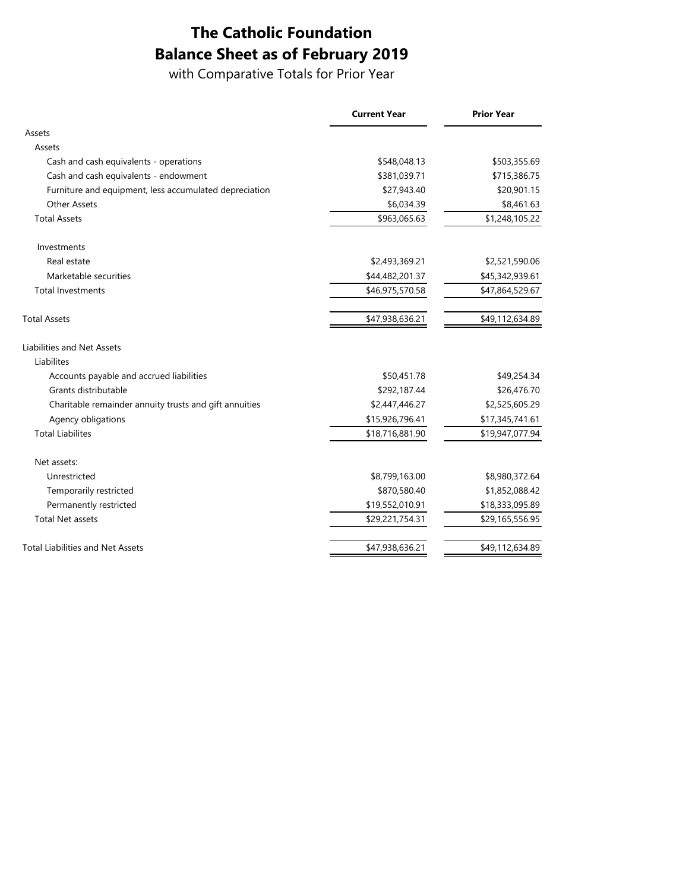# The Catholic Foundation

# Balance Sheet as of February 2019

with Comparative Totals for Prior Year

| | Current Year | Prior Year |
|---|---|---|
| Assets | | |
| Assets | | |
| Cash and cash equivalents - operations | $548,048.13 | $503,355.69 |
| Cash and cash equivalents - endowment | $381,039.71 | $715,386.75 |
| Furniture and equipment, less accumulated depreciation | $27,943.40 | $20,901.15 |
| Other Assets | $6,034.39 | $8,461.63 |
| Total Assets | $963,065.63 | $1,248,105.22 |
| Investments | | |
| Real estate | $2,493,369.21 | $2,521,590.06 |
| Marketable securities | $44,482,201.37 | $45,342,939.61 |
| Total Investments | $46,975,570.58 | $47,864,529.67 |
| Total Assets | $47,938,636.21 | $49,112,634.89 |
| Liabilities and Net Assets | | |
| Liabilites | | |
| Accounts payable and accrued liabilities | $50,451.78 | $49,254.34 |
| Grants distributable | $292,187.44 | $26,476.70 |
| Charitable remainder annuity trusts and gift annuities | $2,447,446.27 | $2,525,605.29 |
| Agency obligations | $15,926,796.41 | $17,345,741.61 |
| Total Liabilites | $18,716,881.90 | $19,947,077.94 |
| Net assets: | | |
| Unrestricted | $8,799,163.00 | $8,980,372.64 |
| Temporarily restricted | $870,580.40 | $1,852,088.42 |
| Permanently restricted | $19,552,010.91 | $18,333,095.89 |
| Total Net assets | $29,221,754.31 | $29,165,556.95 |
| Total Liabilities and Net Assets | $47,938,636.21 | $49,112,634.89 |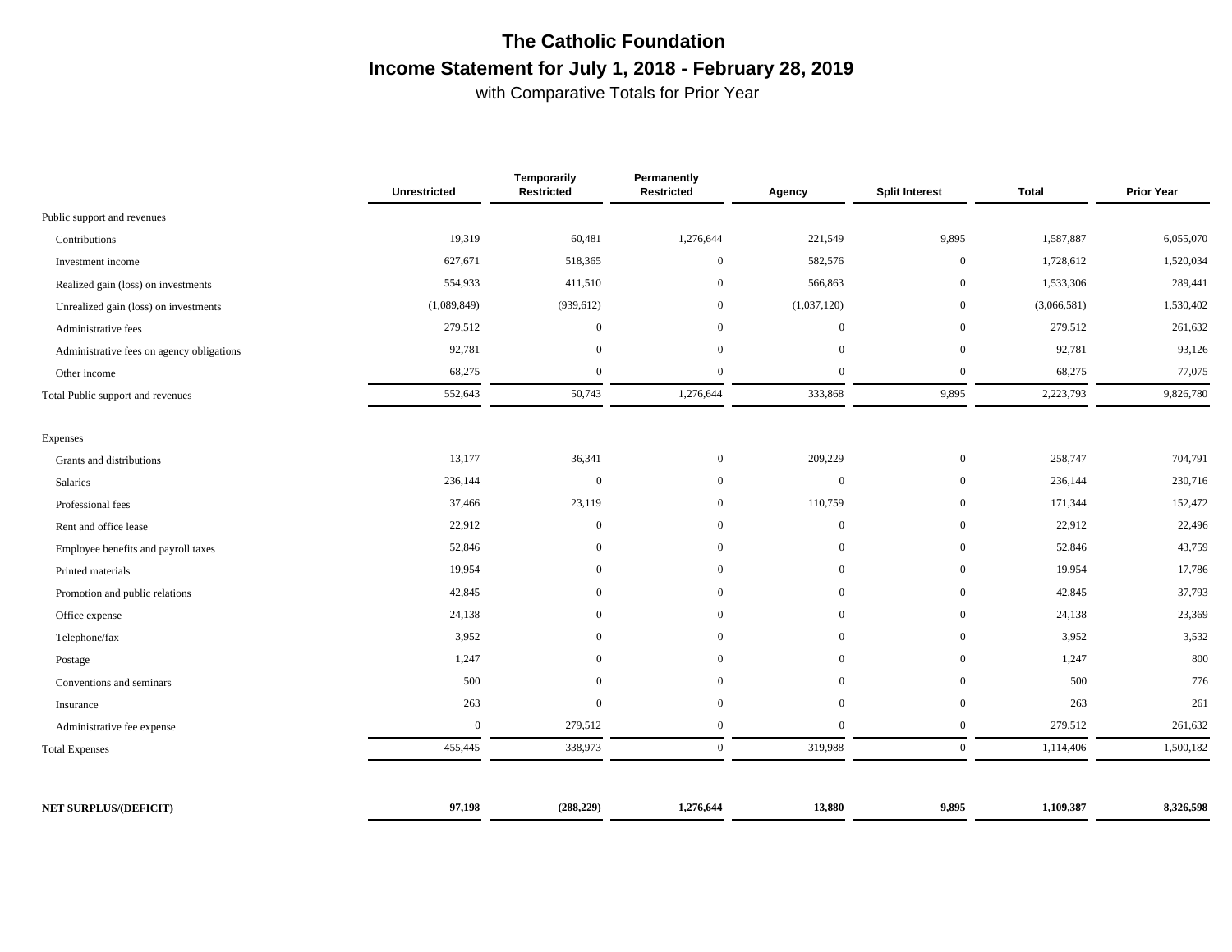# The Catholic Foundation

## Income Statement for July 1, 2018 - February 28, 2019

with Comparative Totals for Prior Year

| | Unrestricted | Temporarily Restricted | Permanently Restricted | Agency | Split Interest | Total | Prior Year |
|---|---|---|---|---|---|---|---|
| Public support and revenues | | | | | | | |
| Contributions | 19,319 | 60,481 | 1,276,644 | 221,549 | 9,895 | 1,587,887 | 6,055,070 |
| Investment income | 627,671 | 518,365 | 0 | 582,576 | 0 | 1,728,612 | 1,520,034 |
| Realized gain (loss) on investments | 554,933 | 411,510 | 0 | 566,863 | 0 | 1,533,306 | 289,441 |
| Unrealized gain (loss) on investments | (1,089,849) | (939,612) | 0 | (1,037,120) | 0 | (3,066,581) | 1,530,402 |
| Administrative fees | 279,512 | 0 | 0 | 0 | 0 | 279,512 | 261,632 |
| Administrative fees on agency obligations | 92,781 | 0 | 0 | 0 | 0 | 92,781 | 93,126 |
| Other income | 68,275 | 0 | 0 | 0 | 0 | 68,275 | 77,075 |
| Total Public support and revenues | 552,643 | 50,743 | 1,276,644 | 333,868 | 9,895 | 2,223,793 | 9,826,780 |
| Expenses | | | | | | | |
| Grants and distributions | 13,177 | 36,341 | 0 | 209,229 | 0 | 258,747 | 704,791 |
| Salaries | 236,144 | 0 | 0 | 0 | 0 | 236,144 | 230,716 |
| Professional fees | 37,466 | 23,119 | 0 | 110,759 | 0 | 171,344 | 152,472 |
| Rent and office lease | 22,912 | 0 | 0 | 0 | 0 | 22,912 | 22,496 |
| Employee benefits and payroll taxes | 52,846 | 0 | 0 | 0 | 0 | 52,846 | 43,759 |
| Printed materials | 19,954 | 0 | 0 | 0 | 0 | 19,954 | 17,786 |
| Promotion and public relations | 42,845 | 0 | 0 | 0 | 0 | 42,845 | 37,793 |
| Office expense | 24,138 | 0 | 0 | 0 | 0 | 24,138 | 23,369 |
| Telephone/fax | 3,952 | 0 | 0 | 0 | 0 | 3,952 | 3,532 |
| Postage | 1,247 | 0 | 0 | 0 | 0 | 1,247 | 800 |
| Conventions and seminars | 500 | 0 | 0 | 0 | 0 | 500 | 776 |
| Insurance | 263 | 0 | 0 | 0 | 0 | 263 | 261 |
| Administrative fee expense | 0 | 279,512 | 0 | 0 | 0 | 279,512 | 261,632 |
| Total Expenses | 455,445 | 338,973 | 0 | 319,988 | 0 | 1,114,406 | 1,500,182 |
| **NET SURPLUS/(DEFICIT)** | **97,198** | **(288,229)** | **1,276,644** | **13,880** | **9,895** | **1,109,387** | **8,326,598** |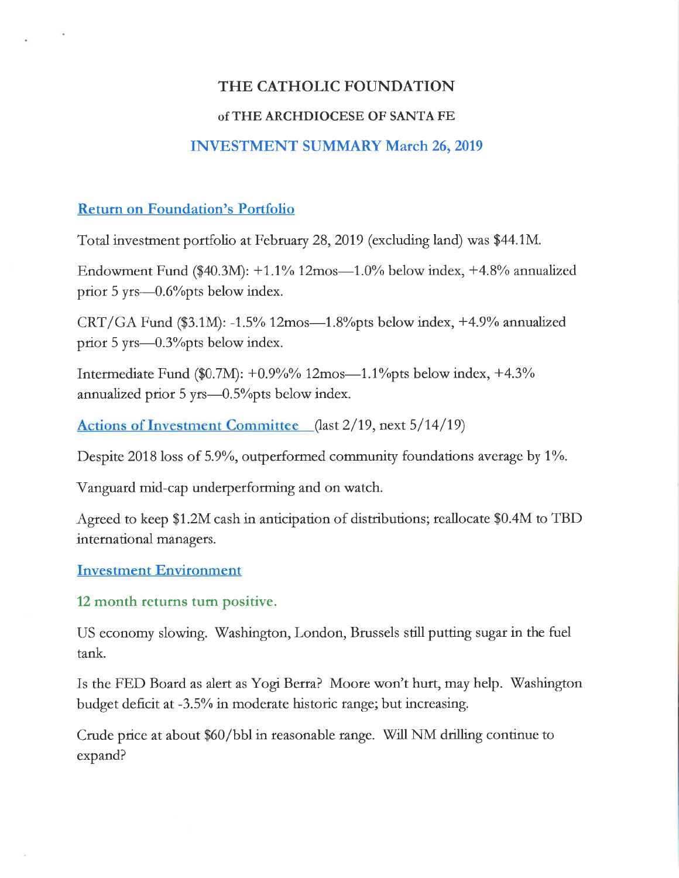# THE CATHOLIC FOUNDATION

## of THE ARCHDIOCESE OF SANTA FE

## INVESTMENT SUMMARY March 26, 2019

### Return on Foundation's Portfolio

Total investment portfolio at February 28, 2019 (excluding land) was $44.1M.

Endowment Fund ($40.3M): +1.1% 12mos—1.0% below index, +4.8% annualized prior 5 yrs—0.6%pts below index.

CRT/GA Fund ($3.1M): -1.5% 12mos—1.8%pts below index, +4.9% annualized prior 5 yrs—0.3%pts below index.

Intermediate Fund ($0.7M): +0.9%% 12mos—1.1%pts below index, +4.3% annualized prior 5 yrs—0.5%pts below index.

### Actions of Investment Committee (last 2/19, next 5/14/19)

Despite 2018 loss of 5.9%, outperformed community foundations average by 1%.

Vanguard mid-cap underperforming and on watch.

Agreed to keep $1.2M cash in anticipation of distributions; reallocate $0.4M to TBD international managers.

### Investment Environment

#### 12 month returns turn positive.

US economy slowing. Washington, London, Brussels still putting sugar in the fuel tank.

Is the FED Board as alert as Yogi Berra? Moore won't hurt, may help. Washington budget deficit at -3.5% in moderate historic range; but increasing.

Crude price at about $60/bbl in reasonable range. Will NM drilling continue to expand?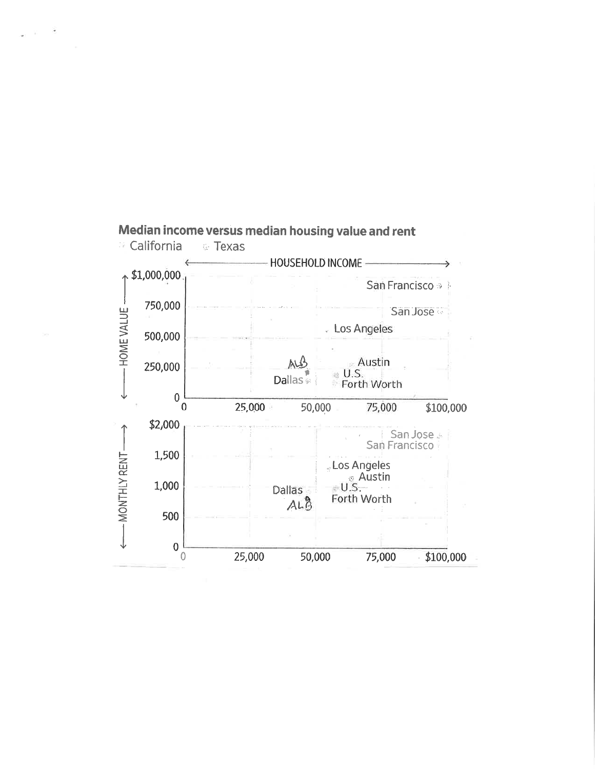## Median income versus median housing value and rent

California
Texas

HOUSEHOLD INCOME

HOME VALUE

$1,000,000
750,000
500,000
250,000
0

San Francisco
San Jose
Los Angeles
ALB
Austin
U.S.
Dallas
Forth Worth

0
25,000
50,000
75,000
$100,000

MONTHLY RENT

$2,000
1,500
1,000
500
0

San Jose
San Francisco
Los Angeles
Austin
Dallas
U.S.
ALB
Forth Worth

0
25,000
50,000
75,000
$100,000